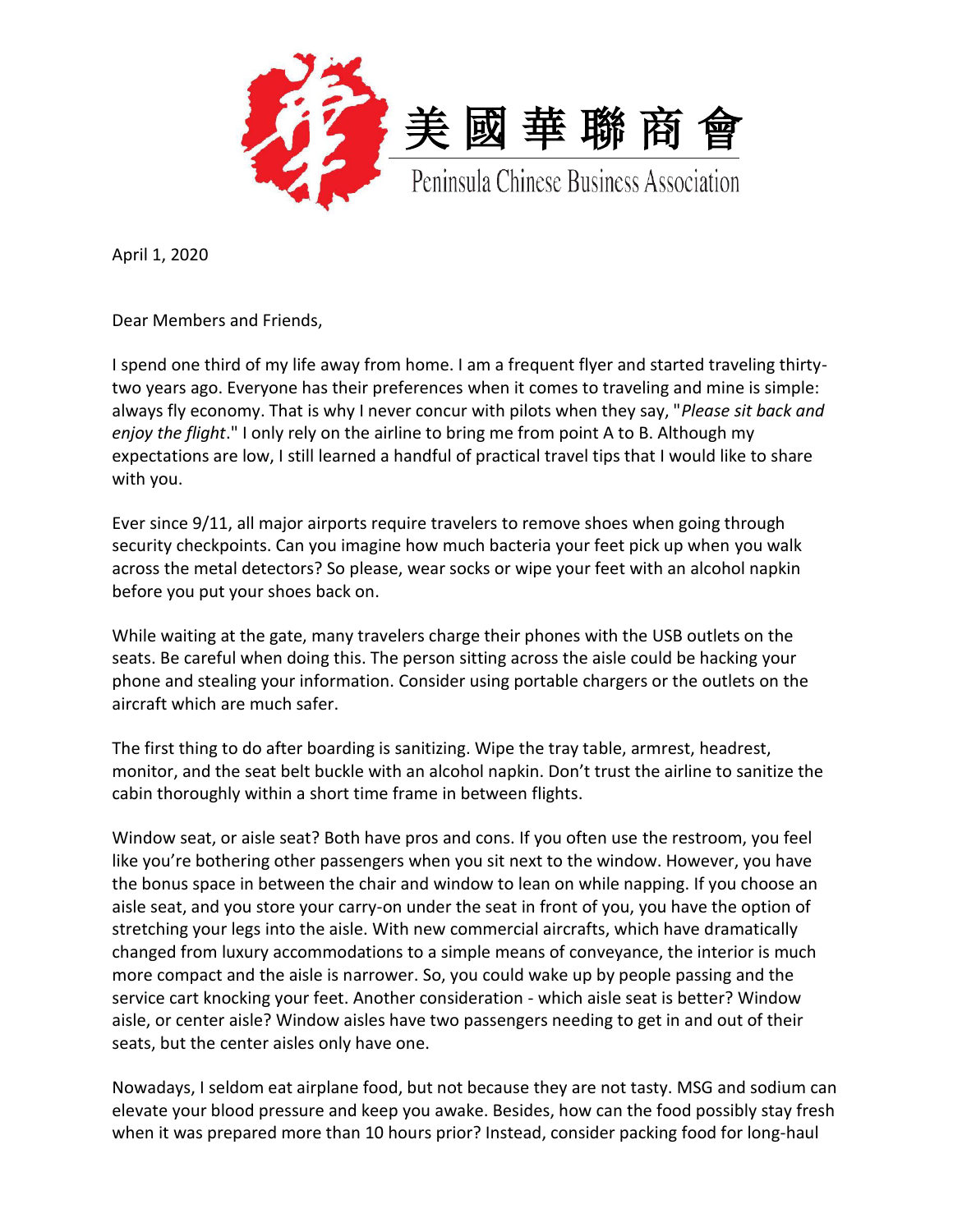美國華聯商會

Peninsula Chinese Business Association

April 1, 2020

Dear Members and Friends,

I spend one third of my life away from home. I am a frequent flyer and started traveling thirty-two years ago. Everyone has their preferences when it comes to traveling and mine is simple: always fly economy. That is why I never concur with pilots when they say, "*Please sit back and enjoy the flight*." I only rely on the airline to bring me from point A to B. Although my expectations are low, I still learned a handful of practical travel tips that I would like to share with you.

Ever since 9/11, all major airports require travelers to remove shoes when going through security checkpoints. Can you imagine how much bacteria your feet pick up when you walk across the metal detectors? So please, wear socks or wipe your feet with an alcohol napkin before you put your shoes back on.

While waiting at the gate, many travelers charge their phones with the USB outlets on the seats. Be careful when doing this. The person sitting across the aisle could be hacking your phone and stealing your information. Consider using portable chargers or the outlets on the aircraft which are much safer.

The first thing to do after boarding is sanitizing. Wipe the tray table, armrest, headrest, monitor, and the seat belt buckle with an alcohol napkin. Don't trust the airline to sanitize the cabin thoroughly within a short time frame in between flights.

Window seat, or aisle seat? Both have pros and cons. If you often use the restroom, you feel like you're bothering other passengers when you sit next to the window. However, you have the bonus space in between the chair and window to lean on while napping. If you choose an aisle seat, and you store your carry-on under the seat in front of you, you have the option of stretching your legs into the aisle. With new commercial aircrafts, which have dramatically changed from luxury accommodations to a simple means of conveyance, the interior is much more compact and the aisle is narrower. So, you could wake up by people passing and the service cart knocking your feet. Another consideration - which aisle seat is better? Window aisle, or center aisle? Window aisles have two passengers needing to get in and out of their seats, but the center aisles only have one.

Nowadays, I seldom eat airplane food, but not because they are not tasty. MSG and sodium can elevate your blood pressure and keep you awake. Besides, how can the food possibly stay fresh when it was prepared more than 10 hours prior? Instead, consider packing food for long-haul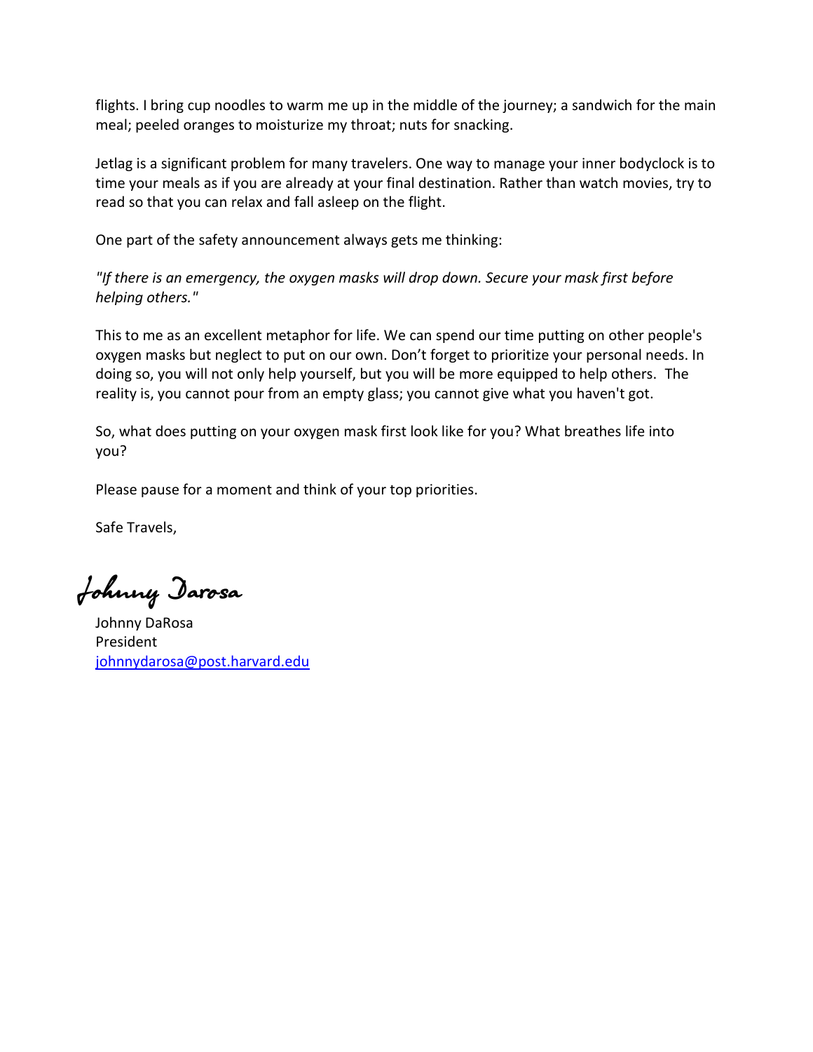flights. I bring cup noodles to warm me up in the middle of the journey; a sandwich for the main meal; peeled oranges to moisturize my throat; nuts for snacking.

Jetlag is a significant problem for many travelers. One way to manage your inner bodyclock is to time your meals as if you are already at your final destination. Rather than watch movies, try to read so that you can relax and fall asleep on the flight.

One part of the safety announcement always gets me thinking:

*"If there is an emergency, the oxygen masks will drop down. Secure your mask first before helping others."*

This to me as an excellent metaphor for life. We can spend our time putting on other people's oxygen masks but neglect to put on our own. Don't forget to prioritize your personal needs. In doing so, you will not only help yourself, but you will be more equipped to help others. The reality is, you cannot pour from an empty glass; you cannot give what you haven't got.

So, what does putting on your oxygen mask first look like for you? What breathes life into you?

Please pause for a moment and think of your top priorities.

Safe Travels,

Johnny Darosa

Johnny DaRosa
President
johnnydarosa@post.harvard.edu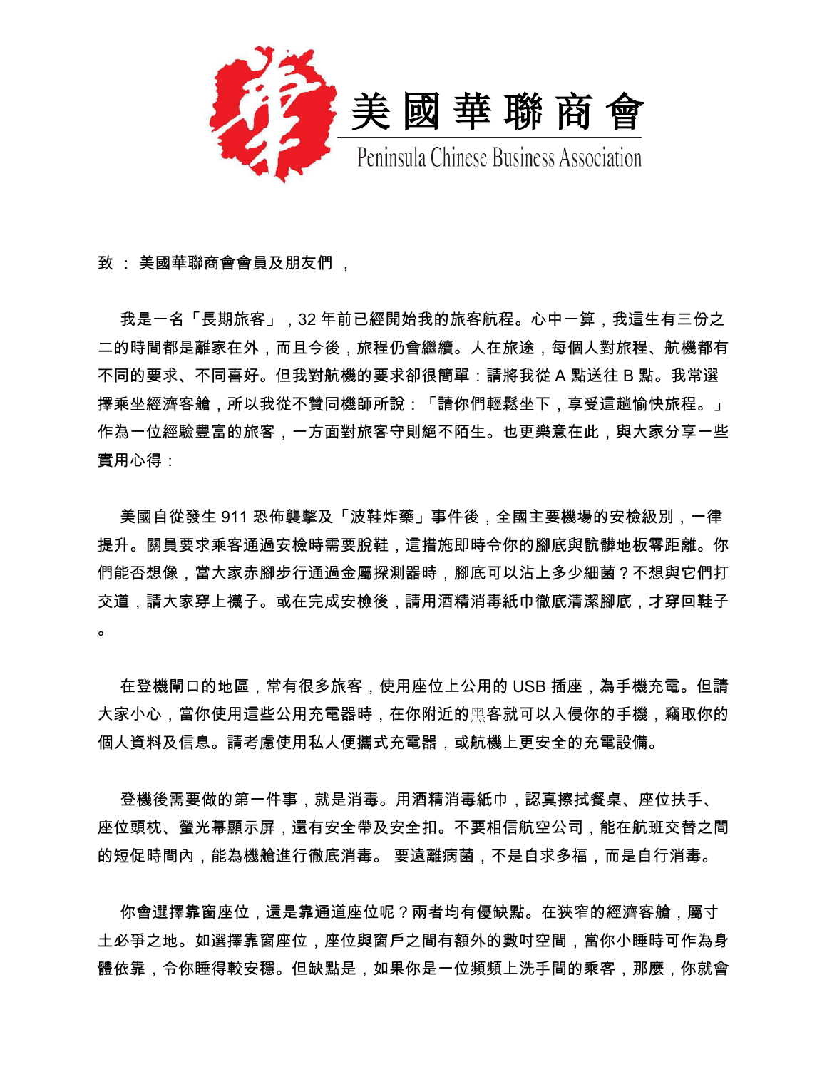# 美國華聯商會

Peninsula Chinese Business Association

致 ： 美國華聯商會會員及朋友們 ，

我是一名「長期旅客」，32 年前已經開始我的旅客航程。心中一算，我這生有三份之二的時間都是離家在外，而且今後，旅程仍會繼續。人在旅途，每個人對旅程、航機都有不同的要求、不同喜好。但我對航機的要求卻很簡單：請將我從 A 點送往 B 點。我常選擇乘坐經濟客艙，所以我從不贊同機師所說：「請你們輕鬆坐下，享受這趟愉快旅程。」作為一位經驗豐富的旅客，一方面對旅客守則絕不陌生。也更樂意在此，與大家分享一些實用心得：

美國自從發生 911 恐佈襲擊及「波鞋炸藥」事件後，全國主要機場的安檢級別，一律提升。關員要求乘客通過安檢時需要脫鞋，這措施即時令你的腳底與骯髒地板零距離。你們能否想像，當大家赤腳步行通過金屬探測器時，腳底可以沾上多少細菌？不想與它們打交道，請大家穿上襪子。或在完成安檢後，請用酒精消毒紙巾徹底清潔腳底，才穿回鞋子。

在登機閘口的地區，常有很多旅客，使用座位上公用的 USB 插座，為手機充電。但請大家小心，當你使用這些公用充電器時，在你附近的黑客就可以入侵你的手機，竊取你的個人資料及信息。請考慮使用私人便攜式充電器，或航機上更安全的充電設備。

登機後需要做的第一件事，就是消毒。用酒精消毒紙巾，認真擦拭餐桌、座位扶手、座位頭枕、螢光幕顯示屏，還有安全帶及安全扣。不要相信航空公司，能在航班交替之間的短促時間內，能為機艙進行徹底消毒。 要遠離病菌，不是自求多福，而是自行消毒。

你會選擇靠窗座位，還是靠通道座位呢？兩者均有優缺點。在狹窄的經濟客艙，屬寸土必爭之地。如選擇靠窗座位，座位與窗戶之間有額外的數吋空間，當你小睡時可作為身體依靠，令你睡得較安穩。但缺點是，如果你是一位頻頻上洗手間的乘客，那麼，你就會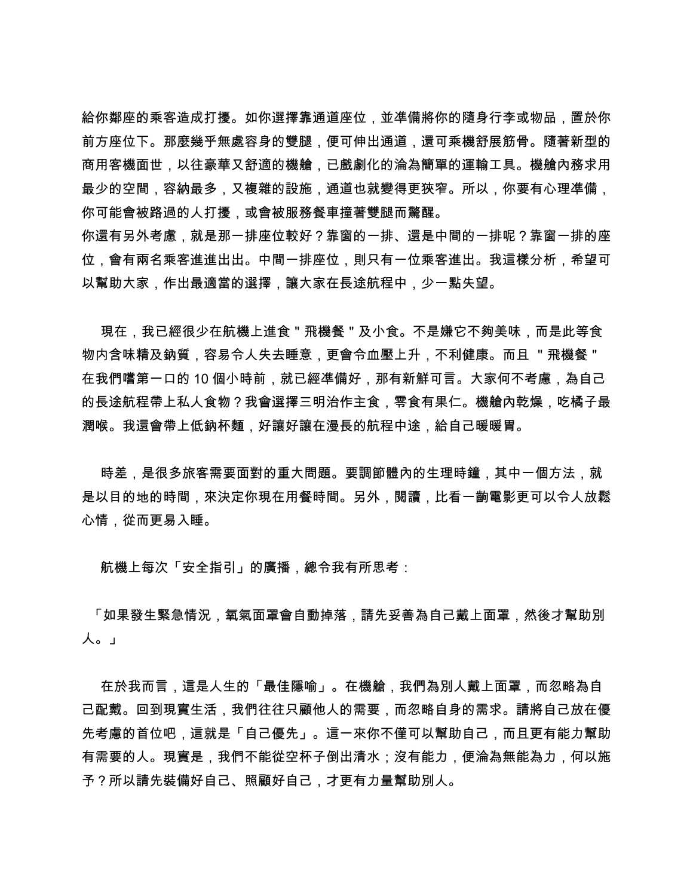給你鄰座的乘客造成打擾。如你選擇靠通道座位，並準備將你的隨身行李或物品，置於你前方座位下。那麼幾乎無處容身的雙腿，便可伸出通道，還可乘機舒展筋骨。隨著新型的商用客機面世，以往豪華又舒適的機艙，已戲劇化的淪為簡單的運輸工具。機艙內務求用最少的空間，容納最多，又複雜的設施，通道也就變得更狹窄。所以，你要有心理準備，你可能會被路過的人打擾，或會被服務餐車撞著雙腿而驚醒。
你還有另外考慮，就是那一排座位較好？靠窗的一排、還是中間的一排呢？靠窗一排的座位，會有兩名乘客進進出出。中間一排座位，則只有一位乘客進出。我這樣分析，希望可以幫助大家，作出最適當的選擇，讓大家在長途航程中，少一點失望。

現在，我已經很少在航機上進食 " 飛機餐 " 及小食。不是嫌它不夠美味，而是此等食物內含味精及鈉質，容易令人失去睡意，更會令血壓上升，不利健康。而且 " 飛機餐 " 在我們嚐第一口的 10 個小時前，就已經準備好，那有新鮮可言。大家何不考慮，為自己的長途航程帶上私人食物？我會選擇三明治作主食，零食有果仁。機艙內乾燥，吃橘子最潤喉。我還會帶上低鈉杯麵，好讓好讓在漫長的航程中途，給自己暖暖胃。

時差，是很多旅客需要面對的重大問題。要調節體內的生理時鐘，其中一個方法，就是以目的地的時間，來決定你現在用餐時間。另外，閱讀，比看一齣電影更可以令人放鬆心情，從而更易入睡。

航機上每次「安全指引」的廣播，總令我有所思考：

「如果發生緊急情況，氧氣面罩會自動掉落，請先妥善為自己戴上面罩，然後才幫助別人。」

在於我而言，這是人生的「最佳隱喻」。在機艙，我們為別人戴上面罩，而忽略為自己配戴。回到現實生活，我們往往只顧他人的需要，而忽略自身的需求。請將自己放在優先考慮的首位吧，這就是「自己優先」。這一來你不僅可以幫助自己，而且更有能力幫助有需要的人。現實是，我們不能從空杯子倒出清水；沒有能力，便淪為無能為力，何以施予？所以請先裝備好自己、照顧好自己，才更有力量幫助別人。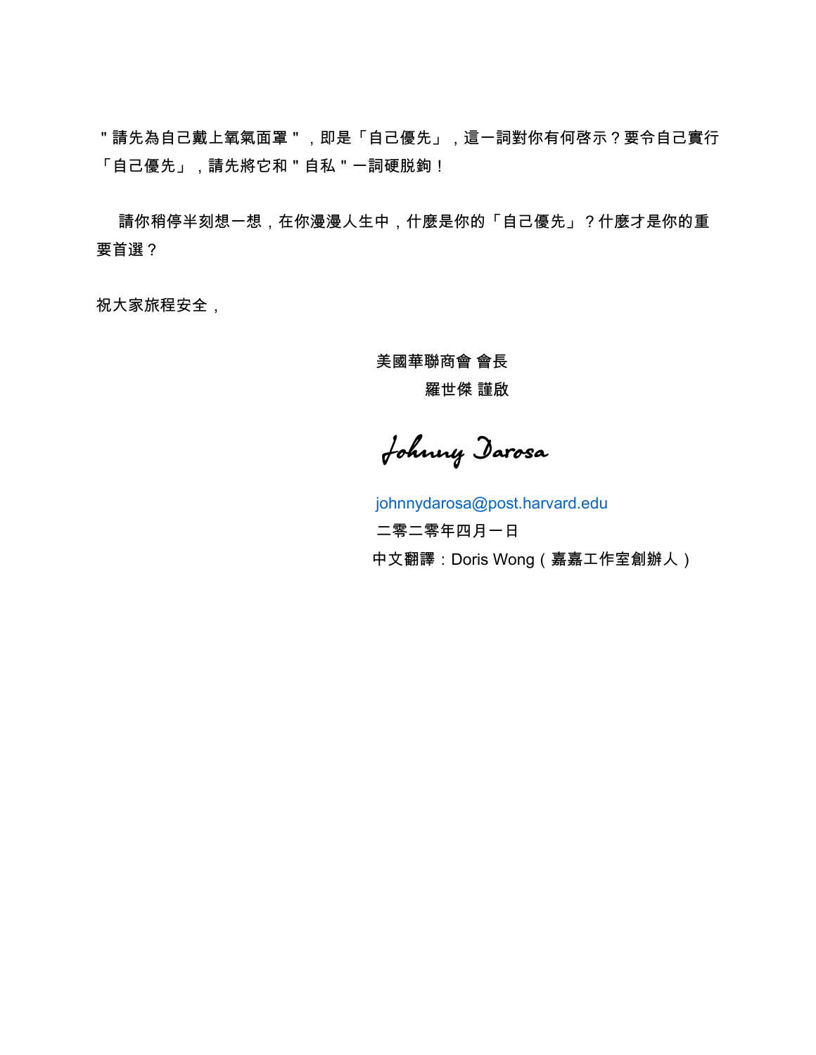＂請先為自己戴上氧氣面罩＂，即是「自己優先」，這一詞對你有何啓示？要令自己實行「自己優先」，請先將它和＂自私＂一詞硬脫鉤！

請你稍停半刻想一想，在你漫漫人生中，什麼是你的「自己優先」？什麼才是你的重要首選？

祝大家旅程安全，

美國華聯商會 會長

羅世傑 謹啟

Johnny Darosa

johnnydarosa@post.harvard.edu

二零二零年四月一日

中文翻譯：Doris Wong（嘉嘉工作室創辦人）